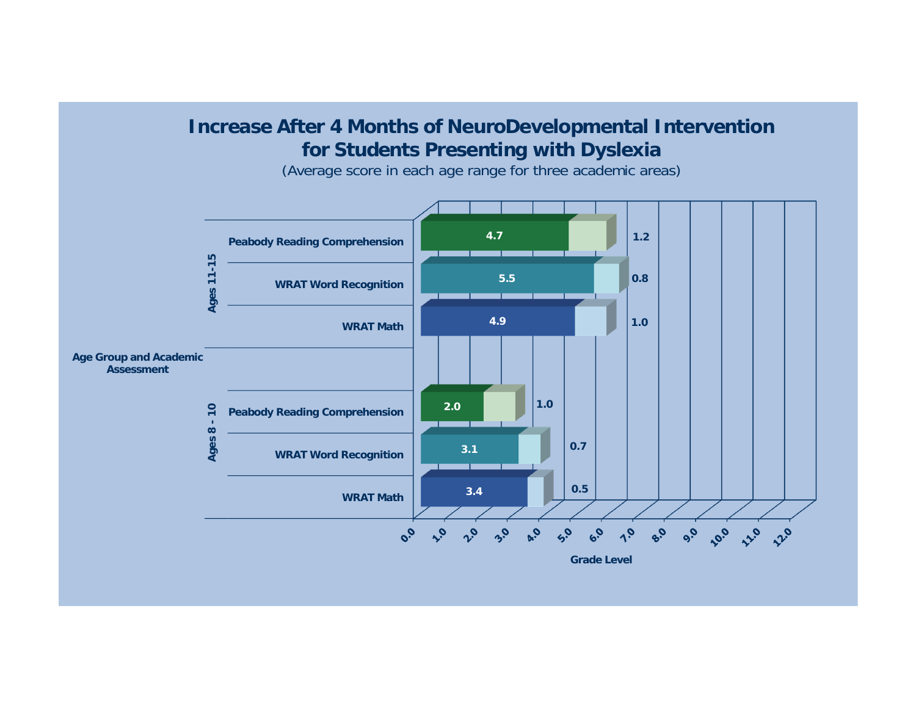# Increase After 4 Months of NeuroDevelopmental Intervention for Students Presenting with Dyslexia

(Average score in each age range for three academic areas)

| Age Group and Academic Assessment | | Grade Level | Increase |
|---|---|---|---|
| Ages 11-15 | Peabody Reading Comprehension | 4.7 | 1.2 |
| | WRAT Word Recognition | 5.5 | 0.8 |
| | WRAT Math | 4.9 | 1.0 |
| Ages 8 - 10 | Peabody Reading Comprehension | 2.0 | 1.0 |
| | WRAT Word Recognition | 3.1 | 0.7 |
| | WRAT Math | 3.4 | 0.5 |

Grade Level: 0.0 1.0 2.0 3.0 4.0 5.0 6.0 7.0 8.0 9.0 10.0 11.0 12.0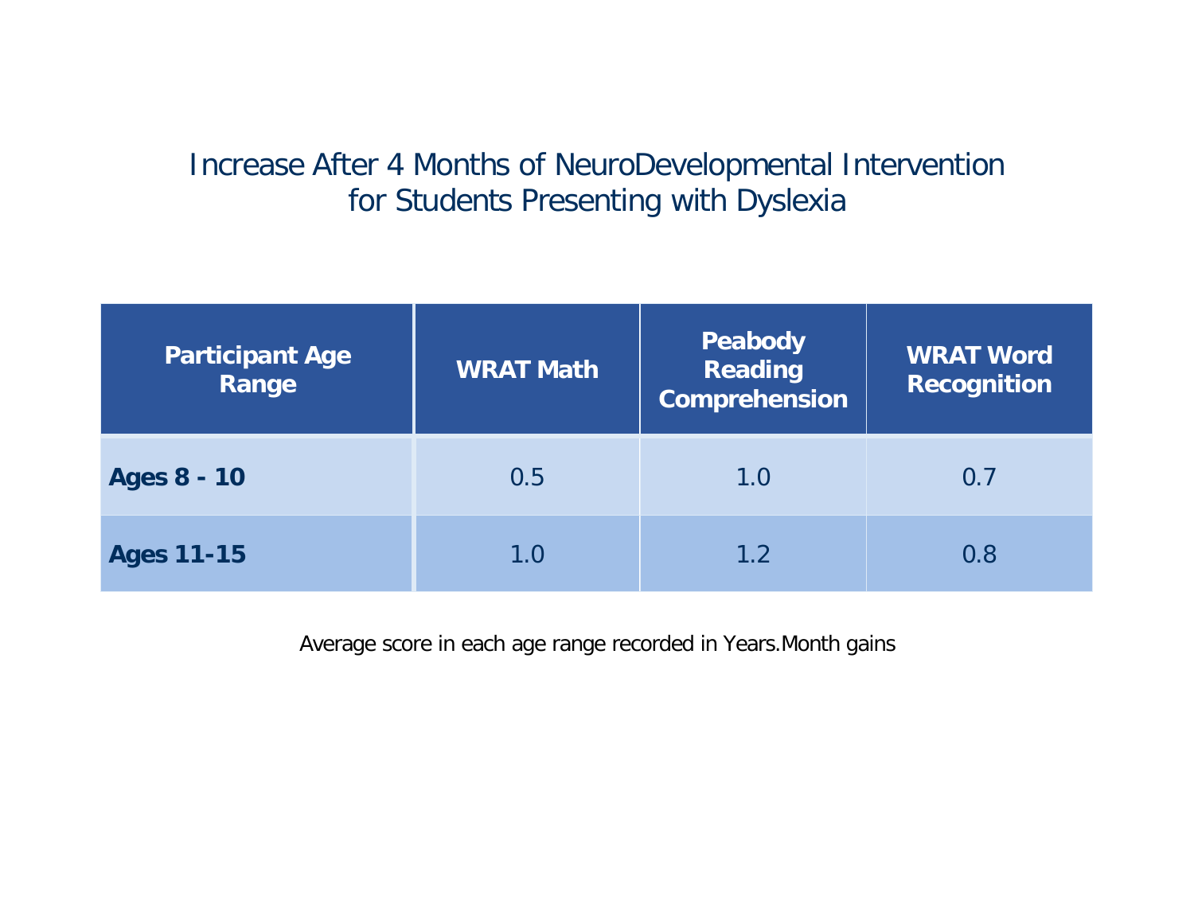# Increase After 4 Months of NeuroDevelopmental Intervention for Students Presenting with Dyslexia

| Participant Age Range | WRAT Math | Peabody Reading Comprehension | WRAT Word Recognition |
|---|---|---|---|
| **Ages 8 - 10** | 0.5 | 1.0 | 0.7 |
| **Ages 11-15** | 1.0 | 1.2 | 0.8 |

Average score in each age range recorded in Years.Month gains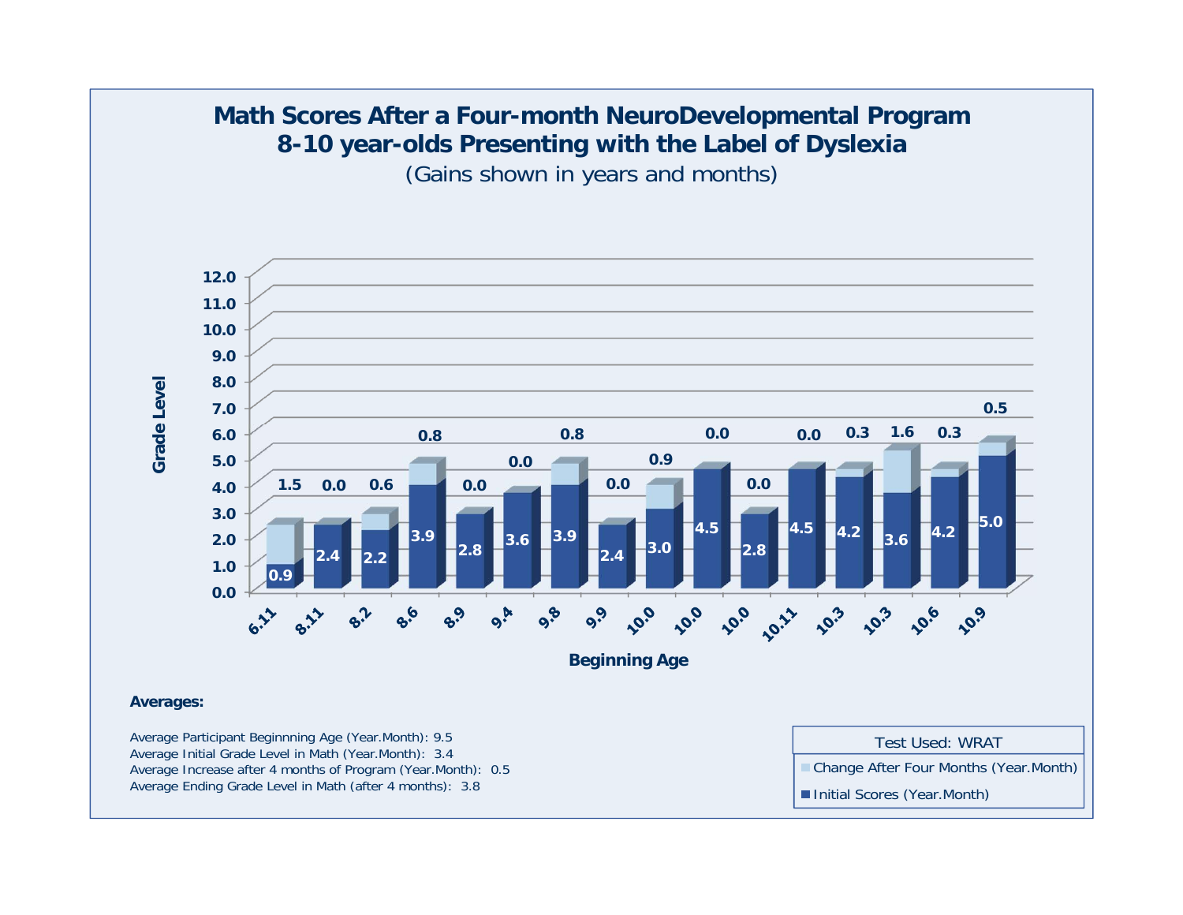# Math Scores After a Four-month NeuroDevelopmental Program
## 8-10 year-olds Presenting with the Label of Dyslexia

(Gains shown in years and months)

| Beginning Age | Initial Scores (Year.Month) | Change After Four Months (Year.Month) |
|---|---|---|
| 6.11 | 0.9 | 1.5 |
| 8.11 | 2.4 | 0.0 |
| 8.2 | 2.2 | 0.6 |
| 8.6 | 3.9 | 0.8 |
| 8.9 | 2.8 | 0.0 |
| 9.4 | 3.6 | 0.0 |
| 9.8 | 3.9 | 0.8 |
| 9.9 | 2.4 | 0.0 |
| 10.0 | 3.0 | 0.9 |
| 10.0 | 4.5 | 0.0 |
| 10.0 | 2.8 | 0.0 |
| 10.11 | 4.5 | 0.0 |
| 10.3 | 4.2 | 0.3 |
| 10.3 | 3.6 | 1.6 |
| 10.6 | 4.2 | 0.3 |
| 10.9 | 5.0 | 0.5 |

Test Used: WRAT

**Averages:**

Average Participant Beginnning Age (Year.Month): 9.5
Average Initial Grade Level in Math (Year.Month): 3.4
Average Increase after 4 months of Program (Year.Month): 0.5
Average Ending Grade Level in Math (after 4 months): 3.8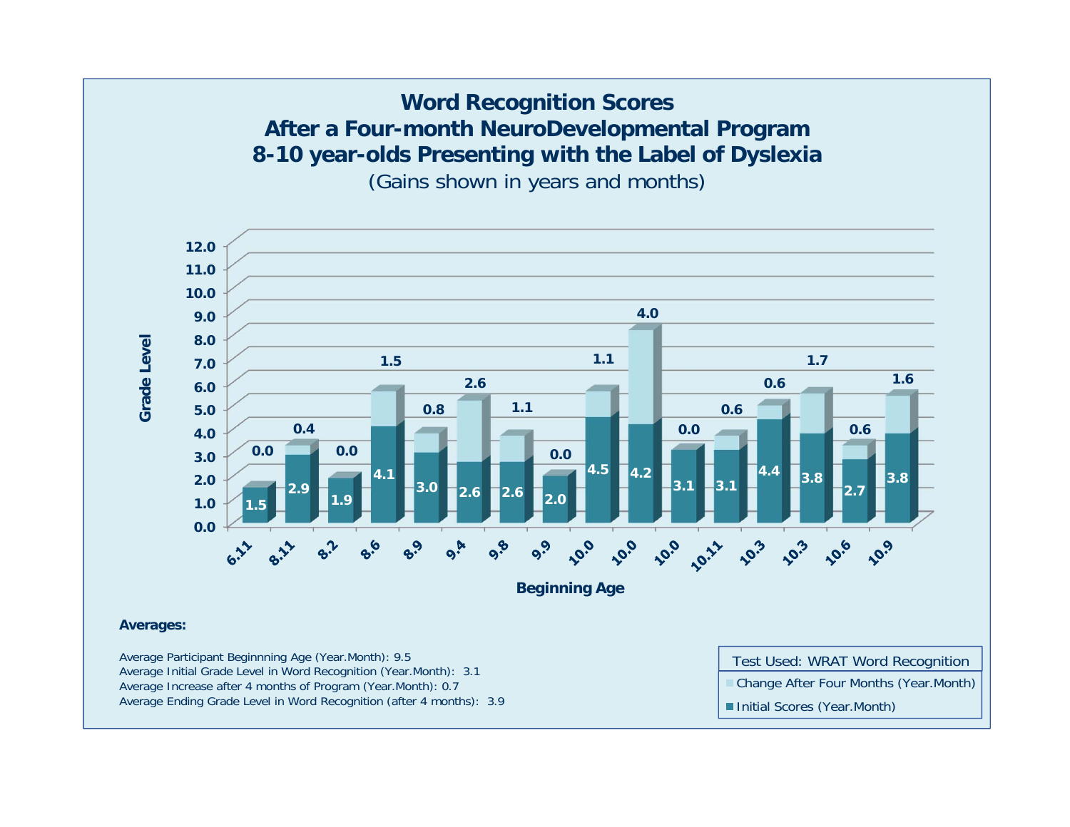# Word Recognition Scores
## After a Four-month NeuroDevelopmental Program
## 8-10 year-olds Presenting with the Label of Dyslexia

(Gains shown in years and months)

| Beginning Age | Initial Scores (Year.Month) | Change After Four Months (Year.Month) |
|---|---|---|
| 6.11 | 1.5 | 0.0 |
| 8.11 | 2.9 | 0.4 |
| 8.2 | 1.9 | 0.0 |
| 8.6 | 4.1 | 1.5 |
| 8.9 | 3.0 | 0.8 |
| 9.4 | 2.6 | 2.6 |
| 9.8 | 2.6 | 1.1 |
| 9.9 | 2.0 | 0.0 |
| 10.0 | 4.5 | 1.1 |
| 10.0 | 4.2 | 4.0 |
| 10.0 | 3.1 | 0.0 |
| 10.11 | 3.1 | 0.6 |
| 10.3 | 4.4 | 0.6 |
| 10.3 | 3.8 | 1.7 |
| 10.6 | 2.7 | 0.6 |
| 10.9 | 3.8 | 1.6 |

Grade Level (y-axis); Beginning Age (x-axis)

Test Used: WRAT Word Recognition

**Averages:**

Average Participant Beginnning Age (Year.Month): 9.5
Average Initial Grade Level in Word Recognition (Year.Month): 3.1
Average Increase after 4 months of Program (Year.Month): 0.7
Average Ending Grade Level in Word Recognition (after 4 months): 3.9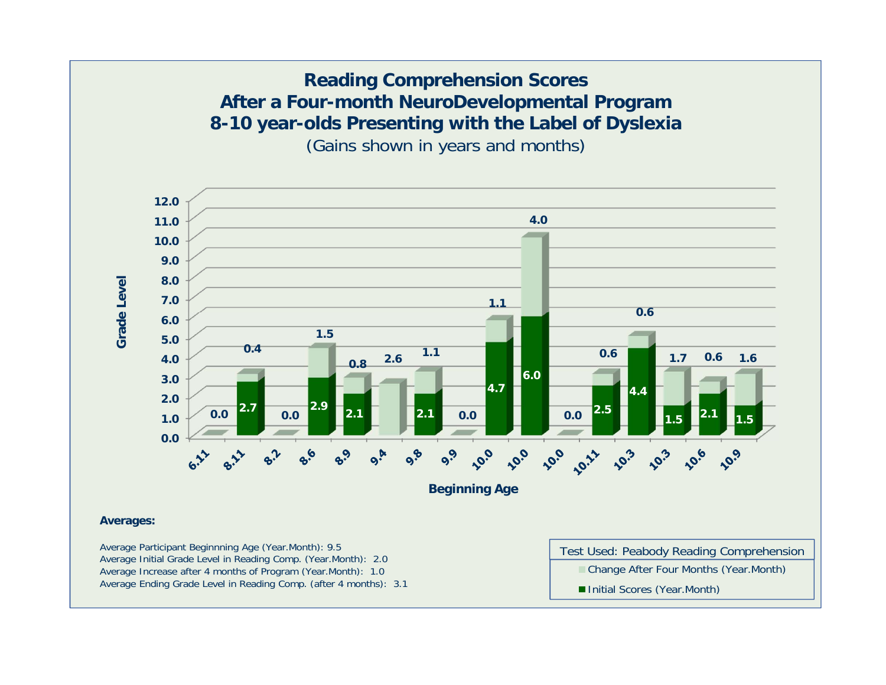# Reading Comprehension Scores
# After a Four-month NeuroDevelopmental Program
# 8-10 year-olds Presenting with the Label of Dyslexia

(Gains shown in years and months)

| Beginning Age | Initial Scores (Year.Month) | Change After Four Months (Year.Month) |
|---|---|---|
| 6.11 | | 0.0 |
| 8.11 | 2.7 | 0.4 |
| 8.2 | | 0.0 |
| 8.6 | 2.9 | 1.5 |
| 8.9 | 2.1 | 0.8 |
| 9.4 | | 2.6 |
| 9.8 | 2.1 | 1.1 |
| 9.9 | | 0.0 |
| 10.0 | 4.7 | 1.1 |
| 10.0 | 6.0 | 4.0 |
| 10.0 | | 0.0 |
| 10.11 | 2.5 | 0.6 |
| 10.3 | 4.4 | 0.6 |
| 10.3 | 1.5 | 1.7 |
| 10.6 | 2.1 | 0.6 |
| 10.9 | 1.5 | 1.6 |

Grade Level (0.0–12.0) by Beginning Age

Test Used: Peabody Reading Comprehension

**Averages:**

Average Participant Beginnning Age (Year.Month): 9.5
Average Initial Grade Level in Reading Comp. (Year.Month): 2.0
Average Increase after 4 months of Program (Year.Month): 1.0
Average Ending Grade Level in Reading Comp. (after 4 months): 3.1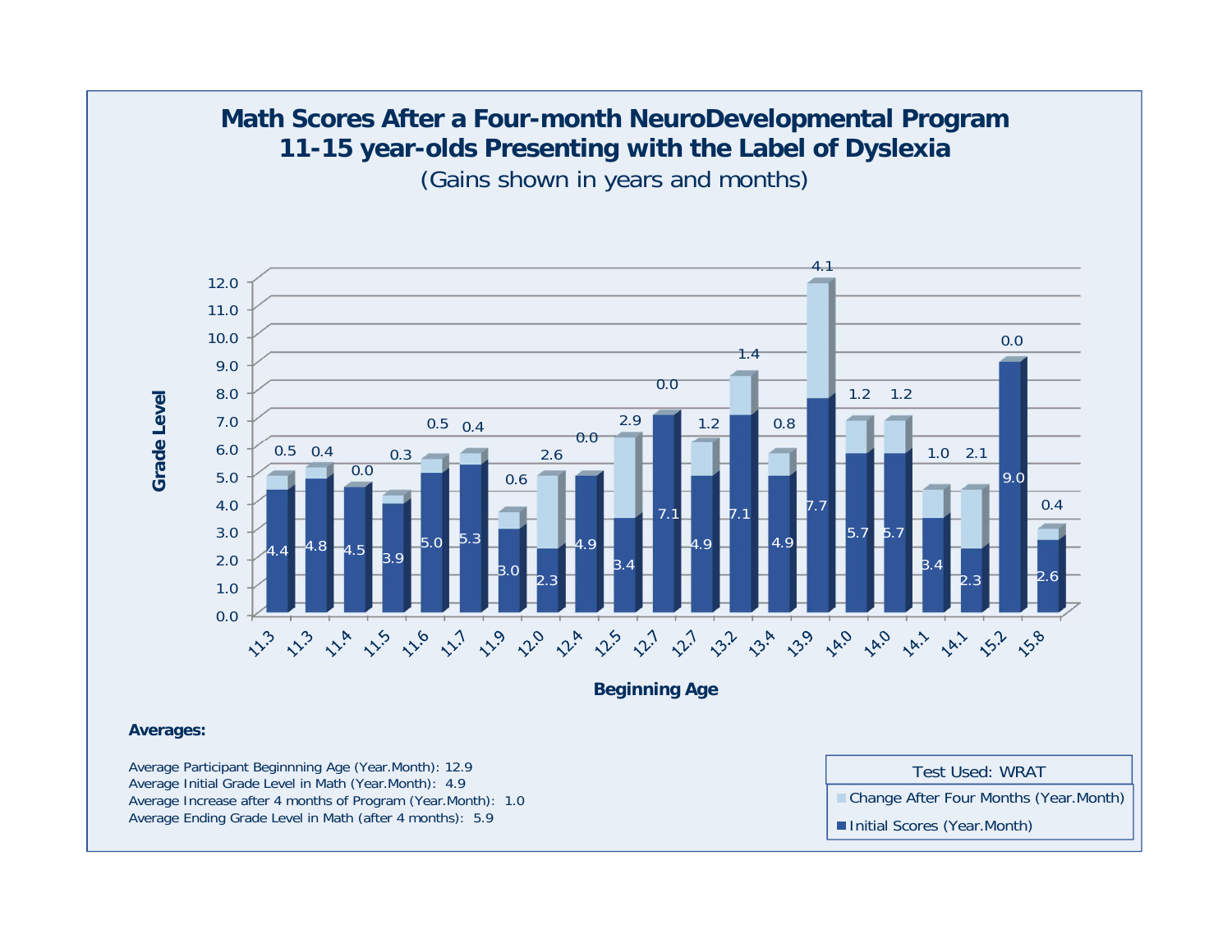# Math Scores After a Four-month NeuroDevelopmental Program
## 11-15 year-olds Presenting with the Label of Dyslexia

(Gains shown in years and months)

| Beginning Age | Initial Scores (Year.Month) | Change After Four Months (Year.Month) |
|---|---|---|
| 11.3 | 4.4 | 0.5 |
| 11.3 | 4.8 | 0.4 |
| 11.4 | 4.5 | 0.0 |
| 11.5 | 3.9 | 0.3 |
| 11.6 | 5.0 | 0.5 |
| 11.7 | 5.3 | 0.4 |
| 11.9 | 3.0 | 0.6 |
| 12.0 | 2.3 | 2.6 |
| 12.4 | 4.9 | 0.0 |
| 12.5 | 3.4 | 2.9 |
| 12.7 | 7.1 | 0.0 |
| 12.7 | 4.9 | 1.2 |
| 13.2 | 7.1 | 1.4 |
| 13.4 | 4.9 | 0.8 |
| 13.9 | 7.7 | 4.1 |
| 14.0 | 5.7 | 1.2 |
| 14.0 | 5.7 | 1.2 |
| 14.1 | 3.4 | 1.0 |
| 14.1 | 2.3 | 2.1 |
| 15.2 | 9.0 | 0.0 |
| 15.8 | 2.6 | 0.4 |

Test Used: WRAT

**Averages:**

Average Participant Beginnning Age (Year.Month): 12.9
Average Initial Grade Level in Math (Year.Month): 4.9
Average Increase after 4 months of Program (Year.Month): 1.0
Average Ending Grade Level in Math (after 4 months): 5.9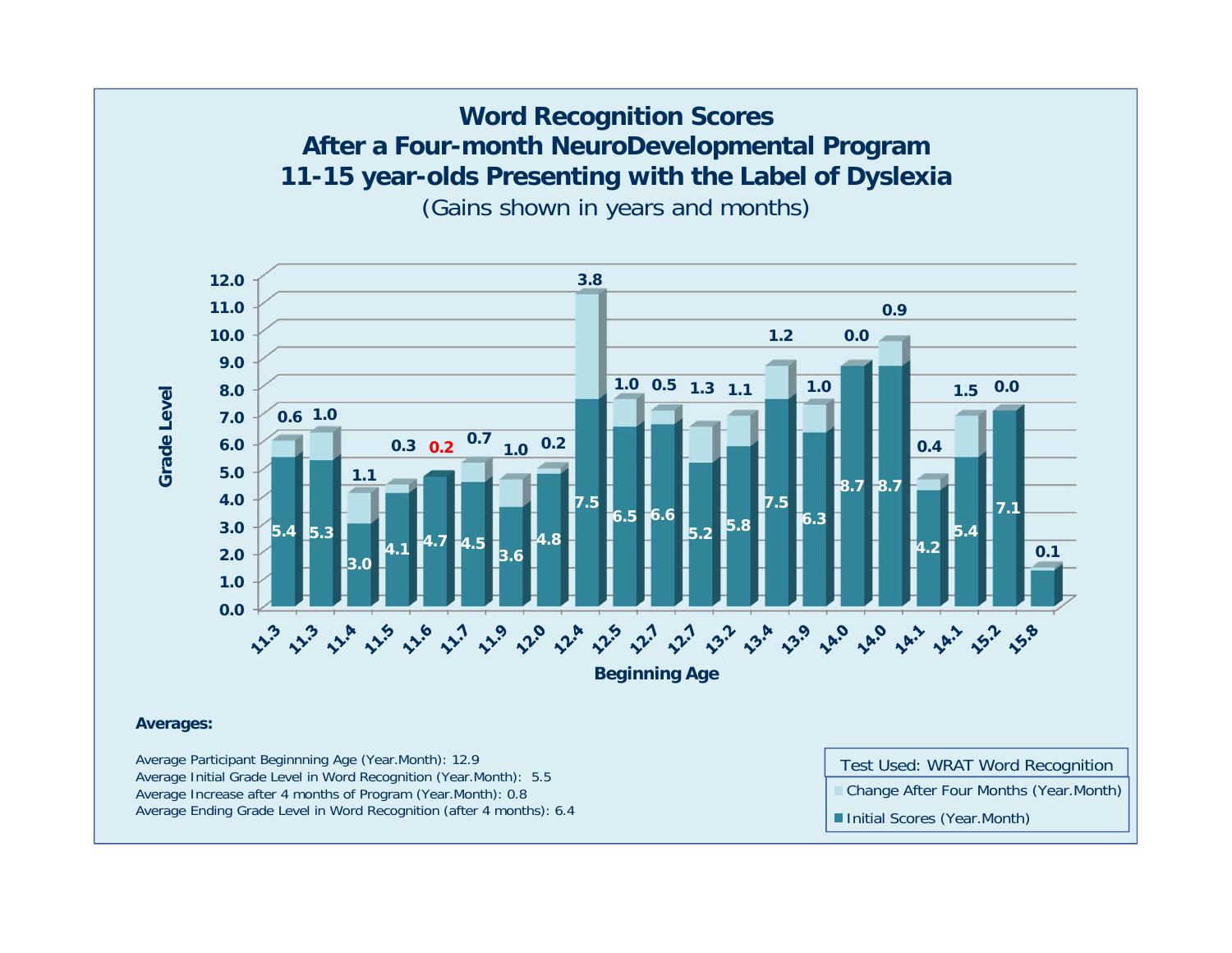# Word Recognition Scores
## After a Four-month NeuroDevelopmental Program
## 11-15 year-olds Presenting with the Label of Dyslexia

(Gains shown in years and months)

| Beginning Age | Initial Scores (Year.Month) | Change After Four Months (Year.Month) |
|---|---|---|
| 11.3 | 5.4 | 0.6 |
| 11.3 | 5.3 | 1.0 |
| 11.4 | 3.0 | 1.1 |
| 11.5 | 4.1 | 0.3 |
| 11.6 | 4.7 | 0.2 |
| 11.7 | 4.5 | 0.7 |
| 11.9 | 3.6 | 1.0 |
| 12.0 | 4.8 | 0.2 |
| 12.4 | 7.5 | 3.8 |
| 12.5 | 6.5 | 1.0 |
| 12.7 | 6.6 | 0.5 |
| 12.7 | 5.2 | 1.3 |
| 13.2 | 5.8 | 1.1 |
| 13.4 | 7.5 | 1.2 |
| 13.9 | 6.3 | 1.0 |
| 14.0 | 8.7 | 0.0 |
| 14.0 | 8.7 | 0.9 |
| 14.1 | 4.2 | 0.4 |
| 14.1 | 5.4 | 1.5 |
| 15.2 | 7.1 | 0.0 |
| 15.8 | | 0.1 |

Test Used: WRAT Word Recognition

**Averages:**

Average Participant Beginnning Age (Year.Month): 12.9

Average Initial Grade Level in Word Recognition (Year.Month): 5.5

Average Increase after 4 months of Program (Year.Month): 0.8

Average Ending Grade Level in Word Recognition (after 4 months): 6.4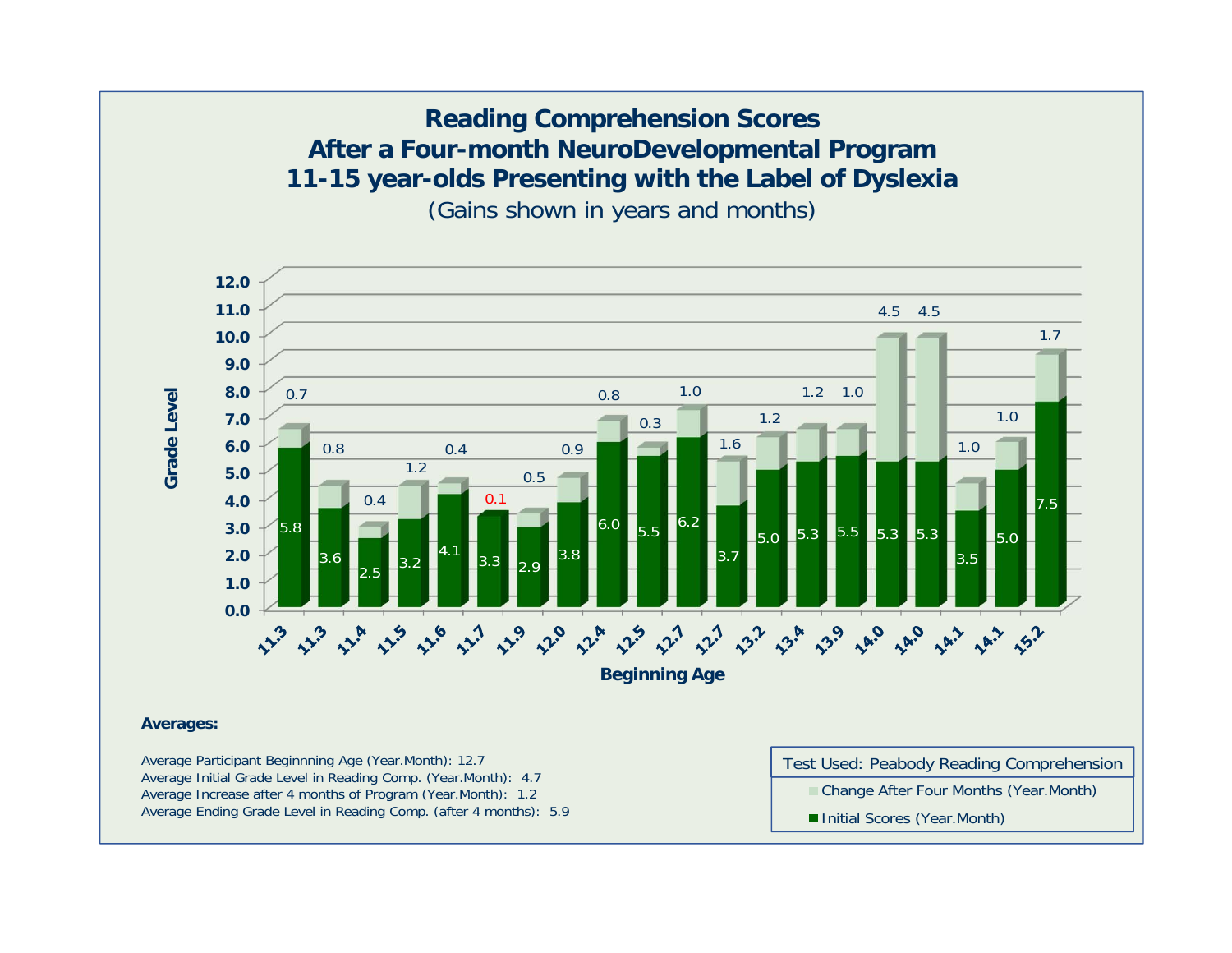# Reading Comprehension Scores
## After a Four-month NeuroDevelopmental Program
## 11-15 year-olds Presenting with the Label of Dyslexia

(Gains shown in years and months)

Grade Level

12.0
11.0
10.0
9.0
8.0
7.0
6.0
5.0
4.0
3.0
2.0
1.0
0.0

0.7 0.8 0.4 1.2 0.4 0.1 0.5 0.9 0.8 0.3 1.0 1.6 1.2 1.2 1.0 4.5 4.5 1.0 1.0 1.7

5.8 3.6 2.5 3.2 4.1 3.3 2.9 3.8 6.0 5.5 6.2 3.7 5.0 5.3 5.5 5.3 5.3 3.5 5.0 7.5

11.3 11.3 11.4 11.5 11.6 11.7 11.9 12.0 12.4 12.5 12.7 12.7 13.2 13.4 13.9 14.0 14.0 14.1 14.1 15.2

Beginning Age

**Averages:**

Average Participant Beginnning Age (Year.Month): 12.7
Average Initial Grade Level in Reading Comp. (Year.Month): 4.7
Average Increase after 4 months of Program (Year.Month): 1.2
Average Ending Grade Level in Reading Comp. (after 4 months): 5.9

Test Used: Peabody Reading Comprehension

Change After Four Months (Year.Month)

Initial Scores (Year.Month)